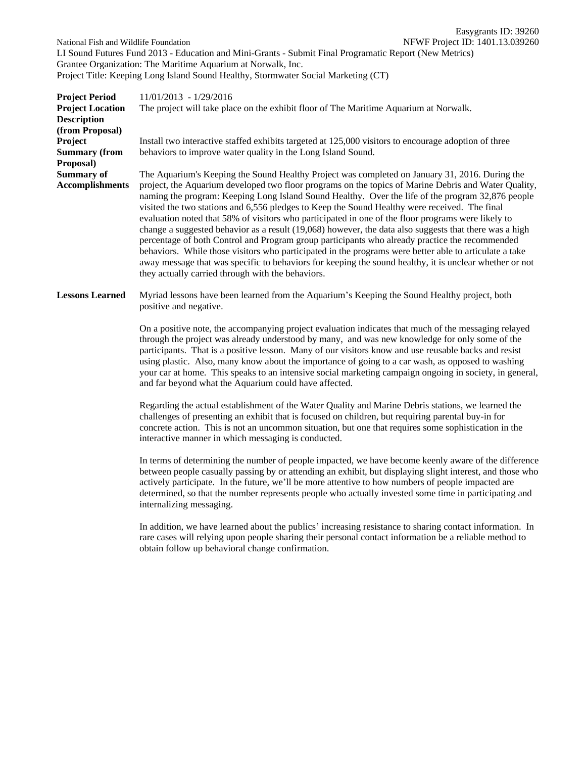Easygrants ID: 39260

National Fish and Wildlife Foundation NFWF Project ID: 1401.13.039260

LI Sound Futures Fund 2013 - Education and Mini-Grants - Submit Final Programatic Report (New Metrics)

Grantee Organization: The Maritime Aquarium at Norwalk, Inc.

Project Title: Keeping Long Island Sound Healthy, Stormwater Social Marketing (CT)

| | |
|---|---|
| **Project Period** | 11/01/2013 - 1/29/2016 |
| **Project Location Description (from Proposal)** | The project will take place on the exhibit floor of The Maritime Aquarium at Norwalk. |
| **Project Summary (from Proposal)** | Install two interactive staffed exhibits targeted at 125,000 visitors to encourage adoption of three behaviors to improve water quality in the Long Island Sound. |
| **Summary of Accomplishments** | The Aquarium's Keeping the Sound Healthy Project was completed on January 31, 2016. During the project, the Aquarium developed two floor programs on the topics of Marine Debris and Water Quality, naming the program: Keeping Long Island Sound Healthy. Over the life of the program 32,876 people visited the two stations and 6,556 pledges to Keep the Sound Healthy were received. The final evaluation noted that 58% of visitors who participated in one of the floor programs were likely to change a suggested behavior as a result (19,068) however, the data also suggests that there was a high percentage of both Control and Program group participants who already practice the recommended behaviors. While those visitors who participated in the programs were better able to articulate a take away message that was specific to behaviors for keeping the sound healthy, it is unclear whether or not they actually carried through with the behaviors. |
| **Lessons Learned** | Myriad lessons have been learned from the Aquarium's Keeping the Sound Healthy project, both positive and negative.<br><br>On a positive note, the accompanying project evaluation indicates that much of the messaging relayed through the project was already understood by many, and was new knowledge for only some of the participants. That is a positive lesson. Many of our visitors know and use reusable backs and resist using plastic. Also, many know about the importance of going to a car wash, as opposed to washing your car at home. This speaks to an intensive social marketing campaign ongoing in society, in general, and far beyond what the Aquarium could have affected.<br><br>Regarding the actual establishment of the Water Quality and Marine Debris stations, we learned the challenges of presenting an exhibit that is focused on children, but requiring parental buy-in for concrete action. This is not an uncommon situation, but one that requires some sophistication in the interactive manner in which messaging is conducted.<br><br>In terms of determining the number of people impacted, we have become keenly aware of the difference between people casually passing by or attending an exhibit, but displaying slight interest, and those who actively participate. In the future, we'll be more attentive to how numbers of people impacted are determined, so that the number represents people who actually invested some time in participating and internalizing messaging.<br><br>In addition, we have learned about the publics' increasing resistance to sharing contact information. In rare cases will relying upon people sharing their personal contact information be a reliable method to obtain follow up behavioral change confirmation. |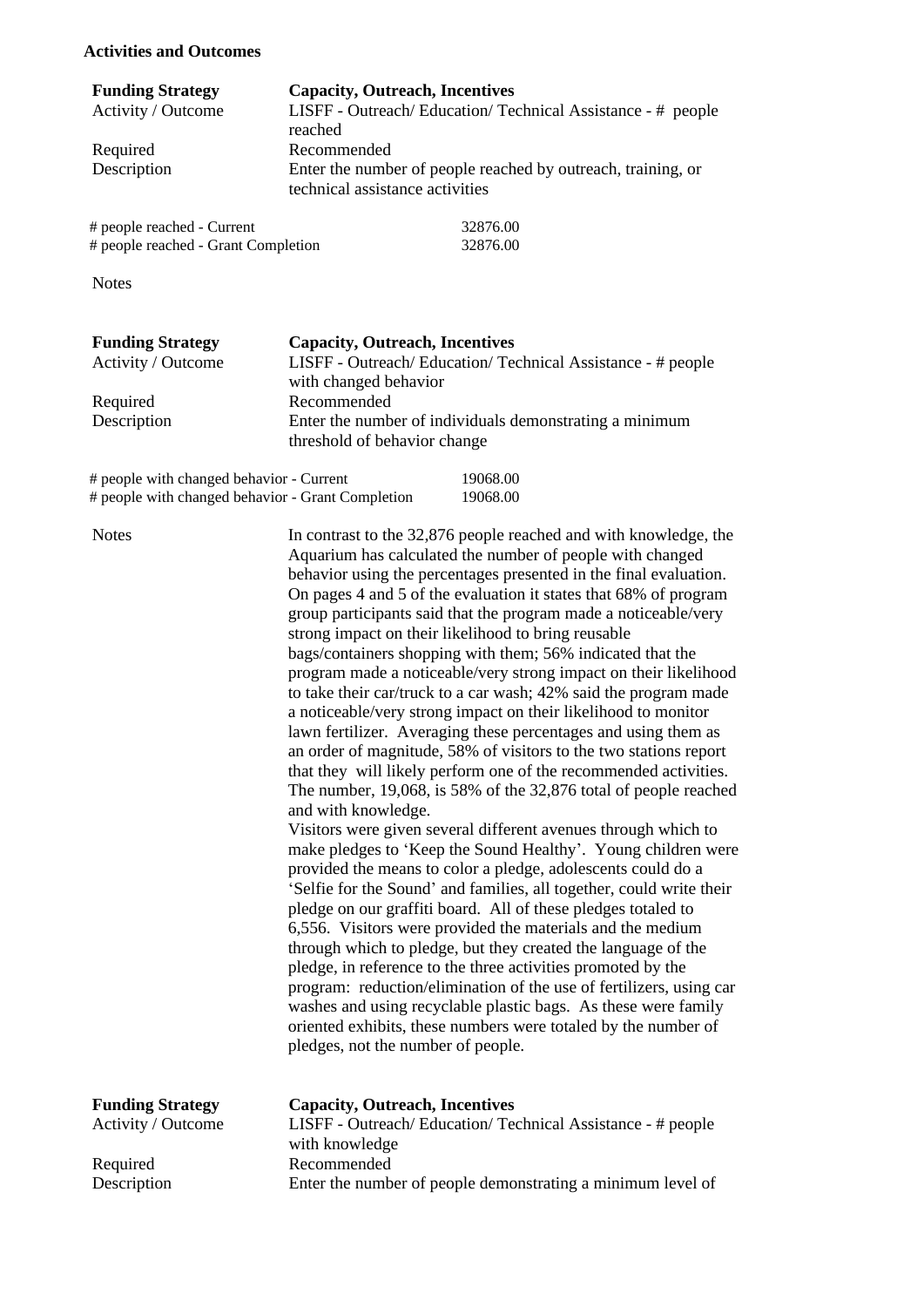**Activities and Outcomes**

| | |
|---|---|
| **Funding Strategy** | **Capacity, Outreach, Incentives** |
| Activity / Outcome | LISFF - Outreach/ Education/ Technical Assistance - # people reached |
| Required | Recommended |
| Description | Enter the number of people reached by outreach, training, or technical assistance activities |

| | |
|---|---|
| # people reached - Current | 32876.00 |
| # people reached - Grant Completion | 32876.00 |

Notes

| | |
|---|---|
| **Funding Strategy** | **Capacity, Outreach, Incentives** |
| Activity / Outcome | LISFF - Outreach/ Education/ Technical Assistance - # people with changed behavior |
| Required | Recommended |
| Description | Enter the number of individuals demonstrating a minimum threshold of behavior change |

| | |
|---|---|
| # people with changed behavior - Current | 19068.00 |
| # people with changed behavior - Grant Completion | 19068.00 |

Notes

In contrast to the 32,876 people reached and with knowledge, the Aquarium has calculated the number of people with changed behavior using the percentages presented in the final evaluation. On pages 4 and 5 of the evaluation it states that 68% of program group participants said that the program made a noticeable/very strong impact on their likelihood to bring reusable bags/containers shopping with them; 56% indicated that the program made a noticeable/very strong impact on their likelihood to take their car/truck to a car wash; 42% said the program made a noticeable/very strong impact on their likelihood to monitor lawn fertilizer. Averaging these percentages and using them as an order of magnitude, 58% of visitors to the two stations report that they will likely perform one of the recommended activities. The number, 19,068, is 58% of the 32,876 total of people reached and with knowledge.

Visitors were given several different avenues through which to make pledges to 'Keep the Sound Healthy'. Young children were provided the means to color a pledge, adolescents could do a 'Selfie for the Sound' and families, all together, could write their pledge on our graffiti board. All of these pledges totaled to 6,556. Visitors were provided the materials and the medium through which to pledge, but they created the language of the pledge, in reference to the three activities promoted by the program: reduction/elimination of the use of fertilizers, using car washes and using recyclable plastic bags. As these were family oriented exhibits, these numbers were totaled by the number of pledges, not the number of people.

| | |
|---|---|
| **Funding Strategy** | **Capacity, Outreach, Incentives** |
| Activity / Outcome | LISFF - Outreach/ Education/ Technical Assistance - # people with knowledge |
| Required | Recommended |
| Description | Enter the number of people demonstrating a minimum level of |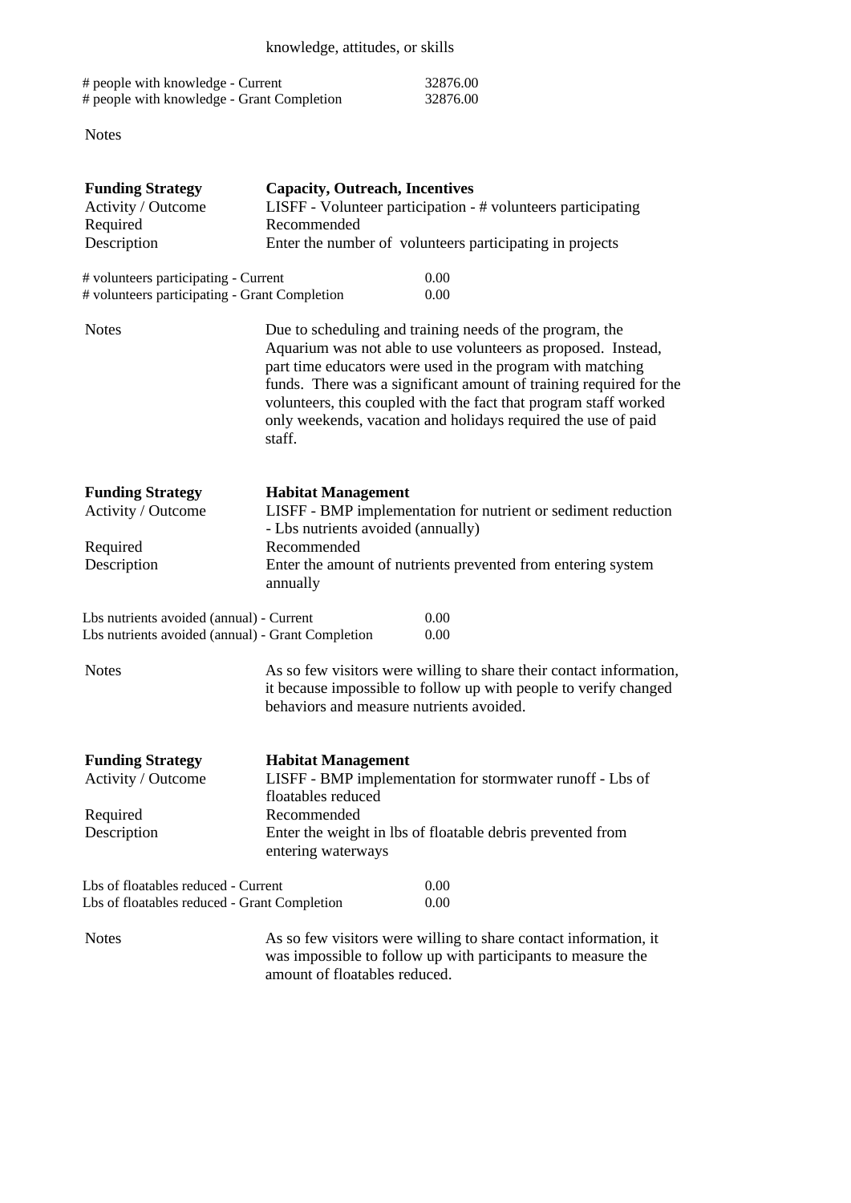knowledge, attitudes, or skills

| | |
|---|---|
| # people with knowledge - Current | 32876.00 |
| # people with knowledge - Grant Completion | 32876.00 |

Notes

| | |
|---|---|
| **Funding Strategy** | **Capacity, Outreach, Incentives** |
| Activity / Outcome | LISFF - Volunteer participation - # volunteers participating |
| Required | Recommended |
| Description | Enter the number of volunteers participating in projects |

| | |
|---|---|
| # volunteers participating - Current | 0.00 |
| # volunteers participating - Grant Completion | 0.00 |

Notes — Due to scheduling and training needs of the program, the Aquarium was not able to use volunteers as proposed. Instead, part time educators were used in the program with matching funds. There was a significant amount of training required for the volunteers, this coupled with the fact that program staff worked only weekends, vacation and holidays required the use of paid staff.

| | |
|---|---|
| **Funding Strategy** | **Habitat Management** |
| Activity / Outcome | LISFF - BMP implementation for nutrient or sediment reduction - Lbs nutrients avoided (annually) |
| Required | Recommended |
| Description | Enter the amount of nutrients prevented from entering system annually |

| | |
|---|---|
| Lbs nutrients avoided (annual) - Current | 0.00 |
| Lbs nutrients avoided (annual) - Grant Completion | 0.00 |

Notes — As so few visitors were willing to share their contact information, it because impossible to follow up with people to verify changed behaviors and measure nutrients avoided.

| | |
|---|---|
| **Funding Strategy** | **Habitat Management** |
| Activity / Outcome | LISFF - BMP implementation for stormwater runoff - Lbs of floatables reduced |
| Required | Recommended |
| Description | Enter the weight in lbs of floatable debris prevented from entering waterways |

| | |
|---|---|
| Lbs of floatables reduced - Current | 0.00 |
| Lbs of floatables reduced - Grant Completion | 0.00 |

Notes — As so few visitors were willing to share contact information, it was impossible to follow up with participants to measure the amount of floatables reduced.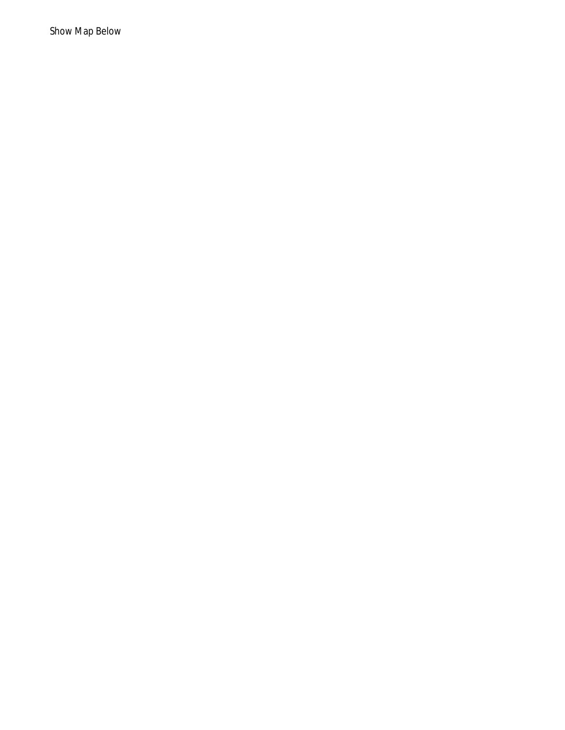Show Map Below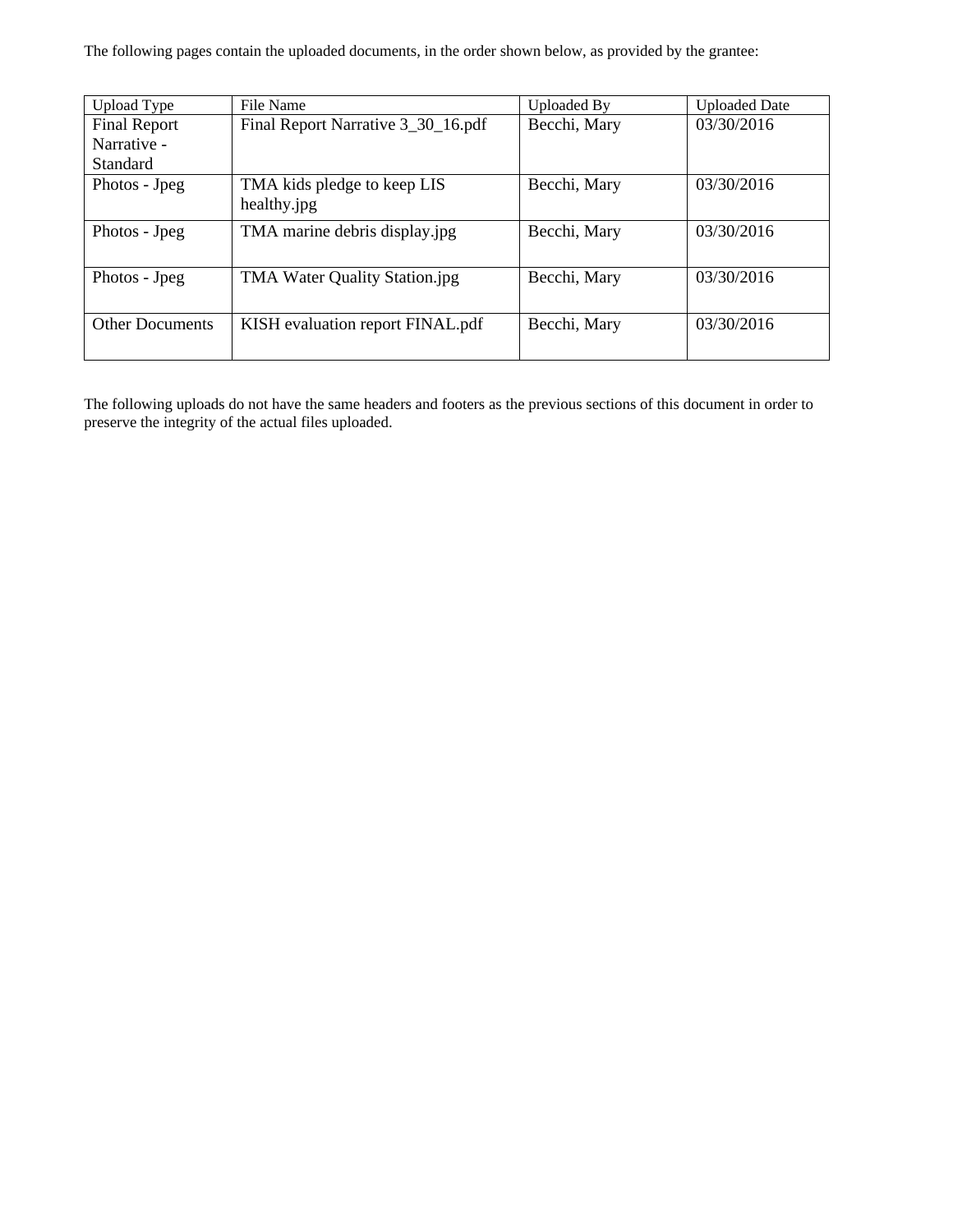The following pages contain the uploaded documents, in the order shown below, as provided by the grantee:

| Upload Type | File Name | Uploaded By | Uploaded Date |
|---|---|---|---|
| Final Report Narrative - Standard | Final Report Narrative 3_30_16.pdf | Becchi, Mary | 03/30/2016 |
| Photos - Jpeg | TMA kids pledge to keep LIS healthy.jpg | Becchi, Mary | 03/30/2016 |
| Photos - Jpeg | TMA marine debris display.jpg | Becchi, Mary | 03/30/2016 |
| Photos - Jpeg | TMA Water Quality Station.jpg | Becchi, Mary | 03/30/2016 |
| Other Documents | KISH evaluation report FINAL.pdf | Becchi, Mary | 03/30/2016 |

The following uploads do not have the same headers and footers as the previous sections of this document in order to preserve the integrity of the actual files uploaded.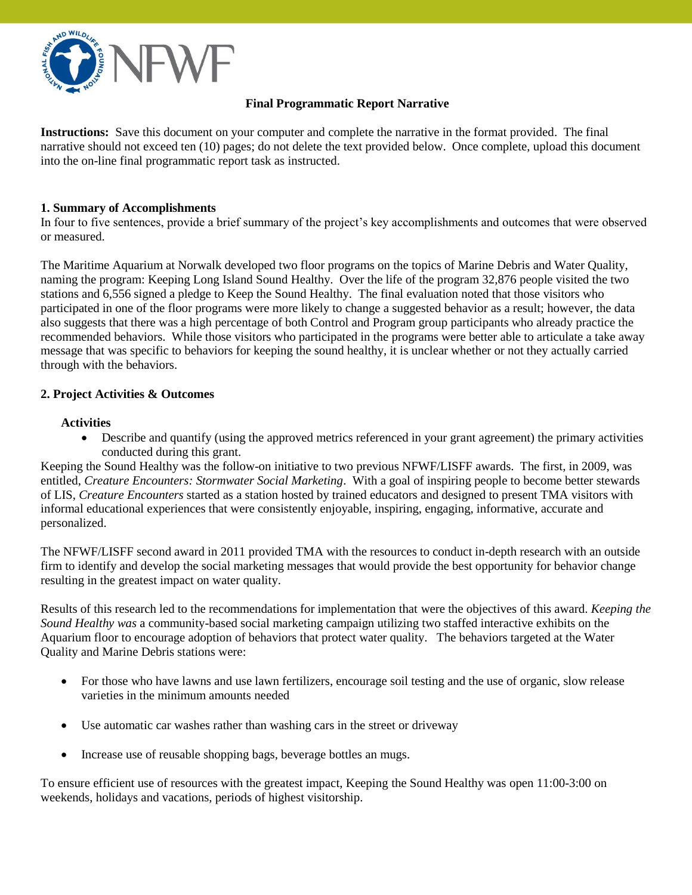**Final Programmatic Report Narrative**

**Instructions:** Save this document on your computer and complete the narrative in the format provided. The final narrative should not exceed ten (10) pages; do not delete the text provided below. Once complete, upload this document into the on-line final programmatic report task as instructed.

### 1. Summary of Accomplishments

In four to five sentences, provide a brief summary of the project's key accomplishments and outcomes that were observed or measured.

The Maritime Aquarium at Norwalk developed two floor programs on the topics of Marine Debris and Water Quality, naming the program: Keeping Long Island Sound Healthy. Over the life of the program 32,876 people visited the two stations and 6,556 signed a pledge to Keep the Sound Healthy. The final evaluation noted that those visitors who participated in one of the floor programs were more likely to change a suggested behavior as a result; however, the data also suggests that there was a high percentage of both Control and Program group participants who already practice the recommended behaviors. While those visitors who participated in the programs were better able to articulate a take away message that was specific to behaviors for keeping the sound healthy, it is unclear whether or not they actually carried through with the behaviors.

### 2. Project Activities & Outcomes

#### Activities

- Describe and quantify (using the approved metrics referenced in your grant agreement) the primary activities conducted during this grant.

Keeping the Sound Healthy was the follow-on initiative to two previous NFWF/LISFF awards. The first, in 2009, was entitled, *Creature Encounters: Stormwater Social Marketing*. With a goal of inspiring people to become better stewards of LIS, *Creature Encounters* started as a station hosted by trained educators and designed to present TMA visitors with informal educational experiences that were consistently enjoyable, inspiring, engaging, informative, accurate and personalized.

The NFWF/LISFF second award in 2011 provided TMA with the resources to conduct in-depth research with an outside firm to identify and develop the social marketing messages that would provide the best opportunity for behavior change resulting in the greatest impact on water quality.

Results of this research led to the recommendations for implementation that were the objectives of this award. *Keeping the Sound Healthy was* a community-based social marketing campaign utilizing two staffed interactive exhibits on the Aquarium floor to encourage adoption of behaviors that protect water quality. The behaviors targeted at the Water Quality and Marine Debris stations were:

- For those who have lawns and use lawn fertilizers, encourage soil testing and the use of organic, slow release varieties in the minimum amounts needed
- Use automatic car washes rather than washing cars in the street or driveway
- Increase use of reusable shopping bags, beverage bottles an mugs.

To ensure efficient use of resources with the greatest impact, Keeping the Sound Healthy was open 11:00-3:00 on weekends, holidays and vacations, periods of highest visitorship.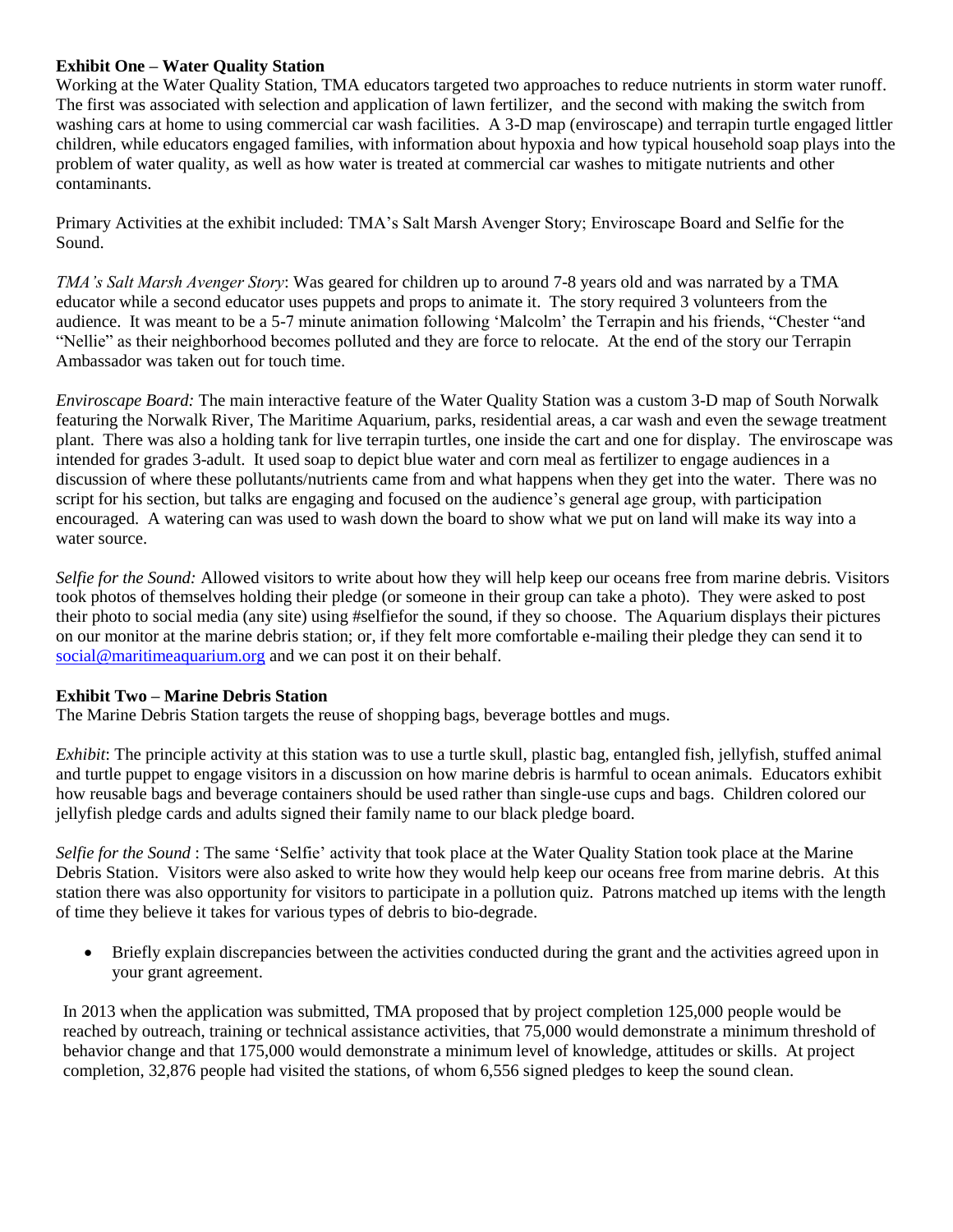**Exhibit One – Water Quality Station**

Working at the Water Quality Station, TMA educators targeted two approaches to reduce nutrients in storm water runoff. The first was associated with selection and application of lawn fertilizer, and the second with making the switch from washing cars at home to using commercial car wash facilities. A 3-D map (enviroscape) and terrapin turtle engaged littler children, while educators engaged families, with information about hypoxia and how typical household soap plays into the problem of water quality, as well as how water is treated at commercial car washes to mitigate nutrients and other contaminants.

Primary Activities at the exhibit included: TMA's Salt Marsh Avenger Story; Enviroscape Board and Selfie for the Sound.

*TMA's Salt Marsh Avenger Story*: Was geared for children up to around 7-8 years old and was narrated by a TMA educator while a second educator uses puppets and props to animate it. The story required 3 volunteers from the audience. It was meant to be a 5-7 minute animation following 'Malcolm' the Terrapin and his friends, "Chester "and "Nellie" as their neighborhood becomes polluted and they are force to relocate. At the end of the story our Terrapin Ambassador was taken out for touch time.

*Enviroscape Board:* The main interactive feature of the Water Quality Station was a custom 3-D map of South Norwalk featuring the Norwalk River, The Maritime Aquarium, parks, residential areas, a car wash and even the sewage treatment plant. There was also a holding tank for live terrapin turtles, one inside the cart and one for display. The enviroscape was intended for grades 3-adult. It used soap to depict blue water and corn meal as fertilizer to engage audiences in a discussion of where these pollutants/nutrients came from and what happens when they get into the water. There was no script for his section, but talks are engaging and focused on the audience's general age group, with participation encouraged. A watering can was used to wash down the board to show what we put on land will make its way into a water source.

*Selfie for the Sound:* Allowed visitors to write about how they will help keep our oceans free from marine debris. Visitors took photos of themselves holding their pledge (or someone in their group can take a photo). They were asked to post their photo to social media (any site) using #selfiefor the sound, if they so choose. The Aquarium displays their pictures on our monitor at the marine debris station; or, if they felt more comfortable e-mailing their pledge they can send it to social@maritimeaquarium.org and we can post it on their behalf.

**Exhibit Two – Marine Debris Station**

The Marine Debris Station targets the reuse of shopping bags, beverage bottles and mugs.

*Exhibit*: The principle activity at this station was to use a turtle skull, plastic bag, entangled fish, jellyfish, stuffed animal and turtle puppet to engage visitors in a discussion on how marine debris is harmful to ocean animals. Educators exhibit how reusable bags and beverage containers should be used rather than single-use cups and bags. Children colored our jellyfish pledge cards and adults signed their family name to our black pledge board.

*Selfie for the Sound* : The same 'Selfie' activity that took place at the Water Quality Station took place at the Marine Debris Station. Visitors were also asked to write how they would help keep our oceans free from marine debris. At this station there was also opportunity for visitors to participate in a pollution quiz. Patrons matched up items with the length of time they believe it takes for various types of debris to bio-degrade.

- Briefly explain discrepancies between the activities conducted during the grant and the activities agreed upon in your grant agreement.

In 2013 when the application was submitted, TMA proposed that by project completion 125,000 people would be reached by outreach, training or technical assistance activities, that 75,000 would demonstrate a minimum threshold of behavior change and that 175,000 would demonstrate a minimum level of knowledge, attitudes or skills. At project completion, 32,876 people had visited the stations, of whom 6,556 signed pledges to keep the sound clean.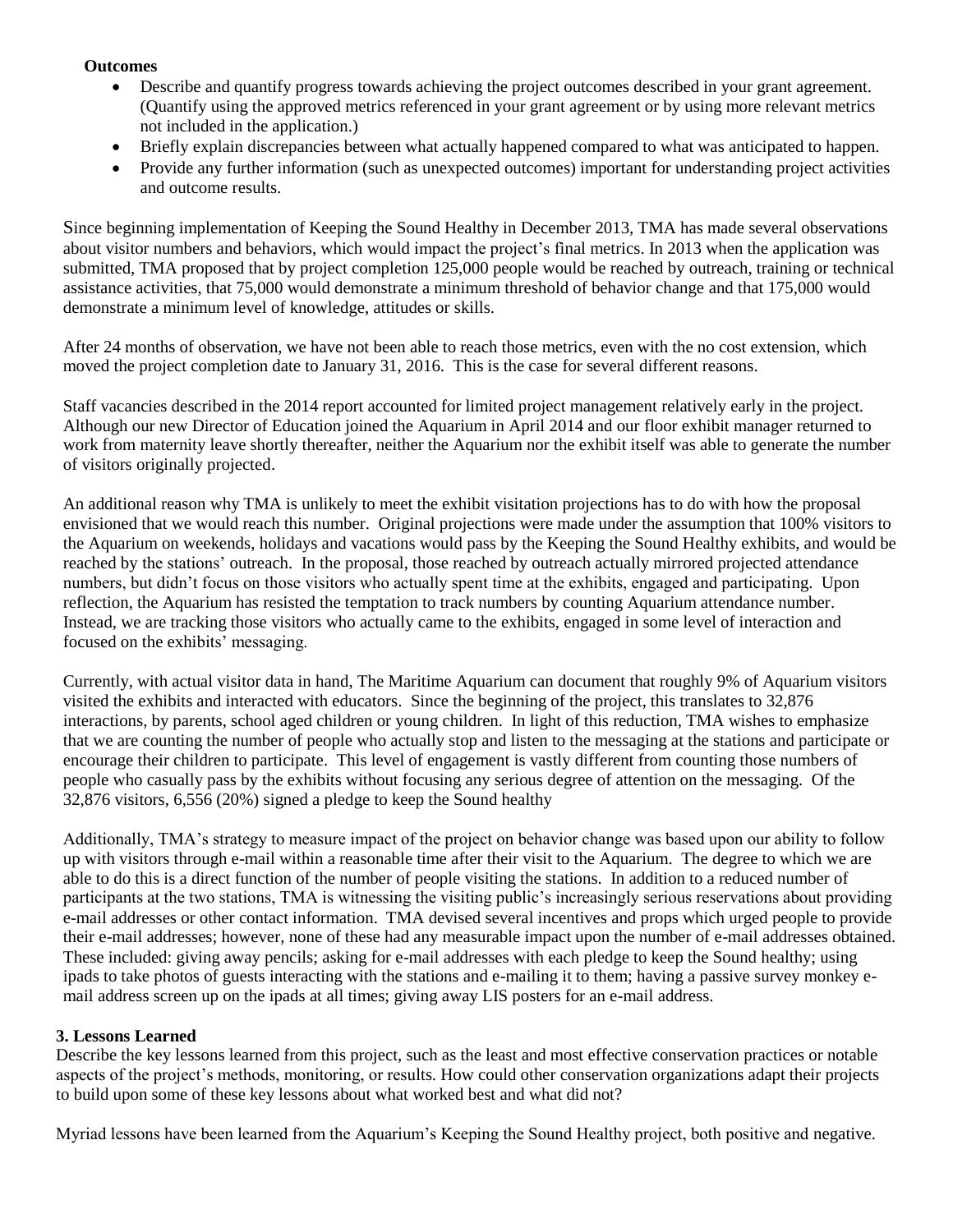**Outcomes**

- Describe and quantify progress towards achieving the project outcomes described in your grant agreement. (Quantify using the approved metrics referenced in your grant agreement or by using more relevant metrics not included in the application.)
- Briefly explain discrepancies between what actually happened compared to what was anticipated to happen.
- Provide any further information (such as unexpected outcomes) important for understanding project activities and outcome results.

Since beginning implementation of Keeping the Sound Healthy in December 2013, TMA has made several observations about visitor numbers and behaviors, which would impact the project's final metrics. In 2013 when the application was submitted, TMA proposed that by project completion 125,000 people would be reached by outreach, training or technical assistance activities, that 75,000 would demonstrate a minimum threshold of behavior change and that 175,000 would demonstrate a minimum level of knowledge, attitudes or skills.

After 24 months of observation, we have not been able to reach those metrics, even with the no cost extension, which moved the project completion date to January 31, 2016. This is the case for several different reasons.

Staff vacancies described in the 2014 report accounted for limited project management relatively early in the project. Although our new Director of Education joined the Aquarium in April 2014 and our floor exhibit manager returned to work from maternity leave shortly thereafter, neither the Aquarium nor the exhibit itself was able to generate the number of visitors originally projected.

An additional reason why TMA is unlikely to meet the exhibit visitation projections has to do with how the proposal envisioned that we would reach this number. Original projections were made under the assumption that 100% visitors to the Aquarium on weekends, holidays and vacations would pass by the Keeping the Sound Healthy exhibits, and would be reached by the stations' outreach. In the proposal, those reached by outreach actually mirrored projected attendance numbers, but didn't focus on those visitors who actually spent time at the exhibits, engaged and participating. Upon reflection, the Aquarium has resisted the temptation to track numbers by counting Aquarium attendance number. Instead, we are tracking those visitors who actually came to the exhibits, engaged in some level of interaction and focused on the exhibits' messaging.

Currently, with actual visitor data in hand, The Maritime Aquarium can document that roughly 9% of Aquarium visitors visited the exhibits and interacted with educators. Since the beginning of the project, this translates to 32,876 interactions, by parents, school aged children or young children. In light of this reduction, TMA wishes to emphasize that we are counting the number of people who actually stop and listen to the messaging at the stations and participate or encourage their children to participate. This level of engagement is vastly different from counting those numbers of people who casually pass by the exhibits without focusing any serious degree of attention on the messaging. Of the 32,876 visitors, 6,556 (20%) signed a pledge to keep the Sound healthy

Additionally, TMA's strategy to measure impact of the project on behavior change was based upon our ability to follow up with visitors through e-mail within a reasonable time after their visit to the Aquarium. The degree to which we are able to do this is a direct function of the number of people visiting the stations. In addition to a reduced number of participants at the two stations, TMA is witnessing the visiting public's increasingly serious reservations about providing e-mail addresses or other contact information. TMA devised several incentives and props which urged people to provide their e-mail addresses; however, none of these had any measurable impact upon the number of e-mail addresses obtained. These included: giving away pencils; asking for e-mail addresses with each pledge to keep the Sound healthy; using ipads to take photos of guests interacting with the stations and e-mailing it to them; having a passive survey monkey e-mail address screen up on the ipads at all times; giving away LIS posters for an e-mail address.

## 3. Lessons Learned

Describe the key lessons learned from this project, such as the least and most effective conservation practices or notable aspects of the project's methods, monitoring, or results. How could other conservation organizations adapt their projects to build upon some of these key lessons about what worked best and what did not?

Myriad lessons have been learned from the Aquarium's Keeping the Sound Healthy project, both positive and negative.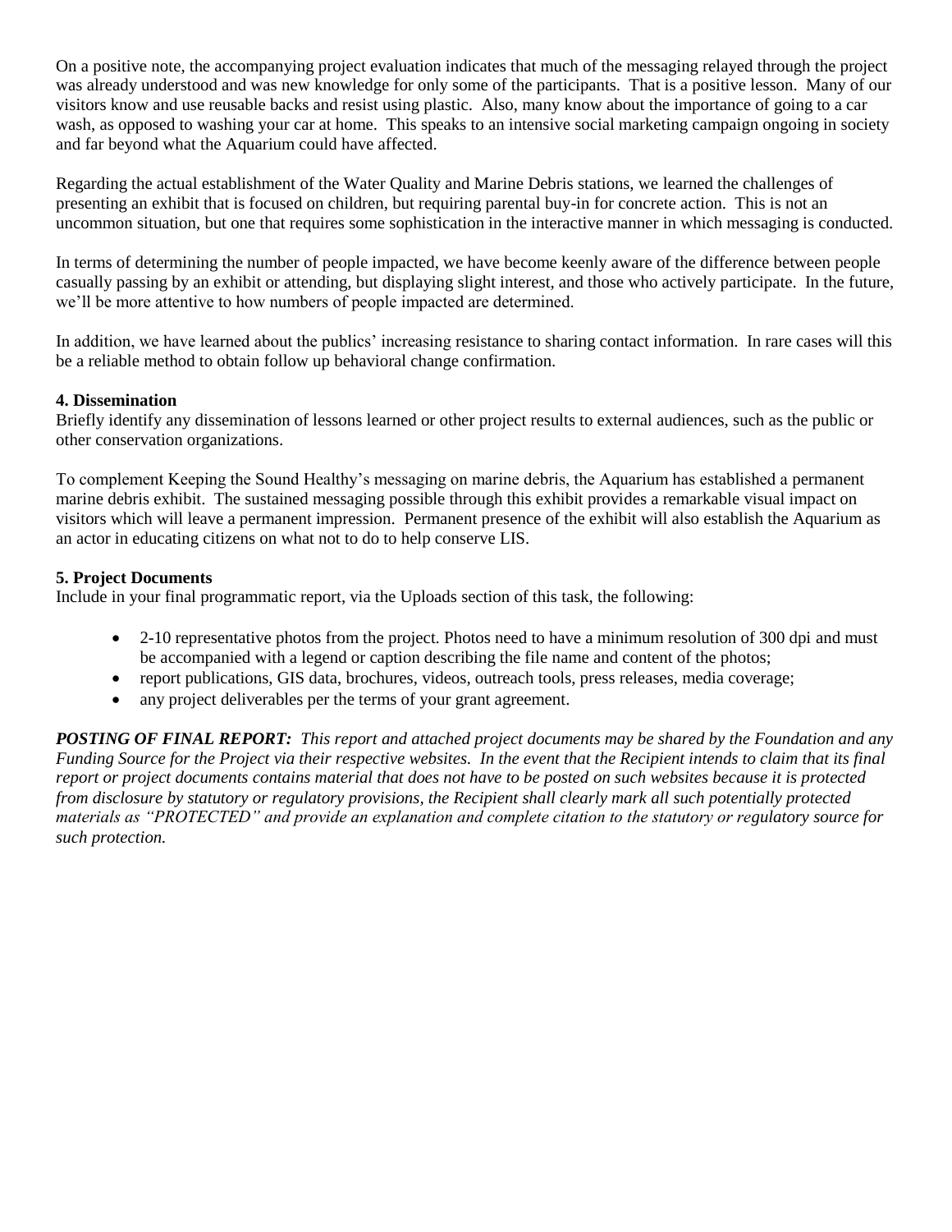On a positive note, the accompanying project evaluation indicates that much of the messaging relayed through the project was already understood and was new knowledge for only some of the participants. That is a positive lesson. Many of our visitors know and use reusable backs and resist using plastic. Also, many know about the importance of going to a car wash, as opposed to washing your car at home. This speaks to an intensive social marketing campaign ongoing in society and far beyond what the Aquarium could have affected.

Regarding the actual establishment of the Water Quality and Marine Debris stations, we learned the challenges of presenting an exhibit that is focused on children, but requiring parental buy-in for concrete action. This is not an uncommon situation, but one that requires some sophistication in the interactive manner in which messaging is conducted.

In terms of determining the number of people impacted, we have become keenly aware of the difference between people casually passing by an exhibit or attending, but displaying slight interest, and those who actively participate. In the future, we'll be more attentive to how numbers of people impacted are determined.

In addition, we have learned about the publics' increasing resistance to sharing contact information. In rare cases will this be a reliable method to obtain follow up behavioral change confirmation.

**4. Dissemination**

Briefly identify any dissemination of lessons learned or other project results to external audiences, such as the public or other conservation organizations.

To complement Keeping the Sound Healthy's messaging on marine debris, the Aquarium has established a permanent marine debris exhibit. The sustained messaging possible through this exhibit provides a remarkable visual impact on visitors which will leave a permanent impression. Permanent presence of the exhibit will also establish the Aquarium as an actor in educating citizens on what not to do to help conserve LIS.

**5. Project Documents**

Include in your final programmatic report, via the Uploads section of this task, the following:

- 2-10 representative photos from the project. Photos need to have a minimum resolution of 300 dpi and must be accompanied with a legend or caption describing the file name and content of the photos;
- report publications, GIS data, brochures, videos, outreach tools, press releases, media coverage;
- any project deliverables per the terms of your grant agreement.

***POSTING OF FINAL REPORT:*** *This report and attached project documents may be shared by the Foundation and any Funding Source for the Project via their respective websites. In the event that the Recipient intends to claim that its final report or project documents contains material that does not have to be posted on such websites because it is protected from disclosure by statutory or regulatory provisions, the Recipient shall clearly mark all such potentially protected materials as "PROTECTED" and provide an explanation and complete citation to the statutory or regulatory source for such protection.*